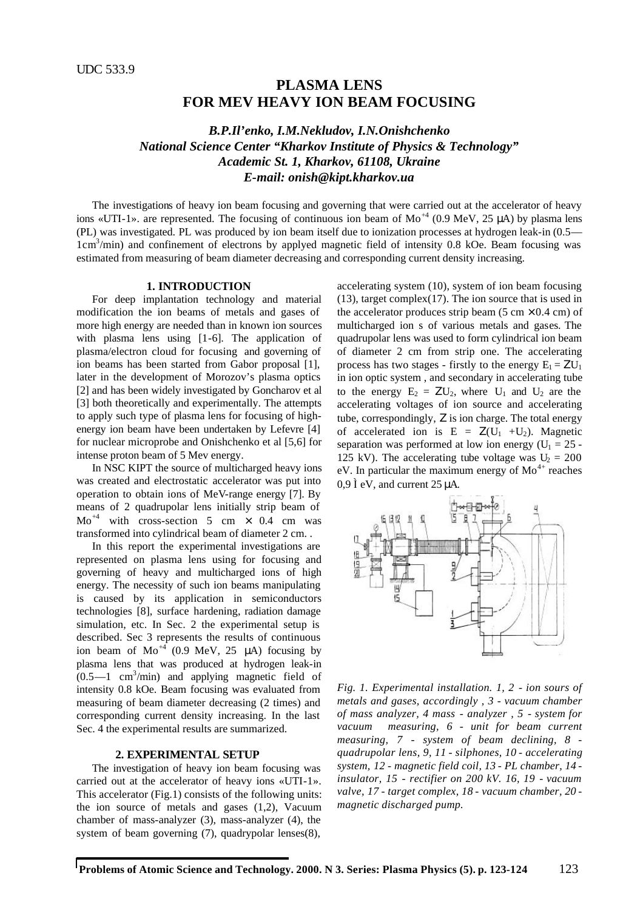UDC 533.9

# PLASMA LENS FOR MEV HEAVY ION BEAM FOCUSING

*B.P.Il'enko, I.M.Nekludov, I.N.Onishchenko*
*National Science Center "Kharkov Institute of Physics & Technology"*
*Academic St. 1, Kharkov, 61108, Ukraine*
*E-mail: onish@kipt.kharkov.ua*

The investigations of heavy ion beam focusing and governing that were carried out at the accelerator of heavy ions «UTI-1». are represented. The focusing of continuous ion beam of $Mo^{+4}$ (0.9 MeV, 25 μA) by plasma lens (PL) was investigated. PL was produced by ion beam itself due to ionization processes at hydrogen leak-in (0.5—1cm$^3$/min) and confinement of electrons by applyed magnetic field of intensity 0.8 kOe. Beam focusing was estimated from measuring of beam diameter decreasing and corresponding current density increasing.

## 1. INTRODUCTION

For deep implantation technology and material modification the ion beams of metals and gases of more high energy are needed than in known ion sources with plasma lens using [1-6]. The application of plasma/electron cloud for focusing and governing of ion beams has been started from Gabor proposal [1], later in the development of Morozov's plasma optics [2] and has been widely investigated by Goncharov et al [3] both theoretically and experimentally. The attempts to apply such type of plasma lens for focusing of high-energy ion beam have been undertaken by Lefevre [4] for nuclear microprobe and Onishchenko et al [5,6] for intense proton beam of 5 Mev energy.

In NSC KIPT the source of multicharged heavy ions was created and electrostatic accelerator was put into operation to obtain ions of MeV-range energy [7]. By means of 2 quadrupolar lens initially strip beam of $Mo^{+4}$ with cross-section 5 cm × 0.4 cm was transformed into cylindrical beam of diameter 2 cm. .

In this report the experimental investigations are represented on plasma lens using for focusing and governing of heavy and multicharged ions of high energy. The necessity of such ion beams manipulating is caused by its application in semiconductors technologies [8], surface hardening, radiation damage simulation, etc. In Sec. 2 the experimental setup is described. Sec 3 represents the results of continuous ion beam of $Mo^{+4}$ (0.9 MeV, 25 μA) focusing by plasma lens that was produced at hydrogen leak-in (0.5—1 cm$^3$/min) and applying magnetic field of intensity 0.8 kOe. Beam focusing was evaluated from measuring of beam diameter decreasing (2 times) and corresponding current density increasing. In the last Sec. 4 the experimental results are summarized.

## 2. EXPERIMENTAL SETUP

The investigation of heavy ion beam focusing was carried out at the accelerator of heavy ions «UTI-1». This accelerator (Fig.1) consists of the following units: the ion source of metals and gases (1,2), Vacuum chamber of mass-analyzer (3), mass-analyzer (4), the system of beam governing (7), quadrypolar lenses(8), accelerating system (10), system of ion beam focusing (13), target complex(17). The ion source that is used in the accelerator produces strip beam (5 cm × 0.4 cm) of multicharged ion s of various metals and gases. The quadrupolar lens was used to form cylindrical ion beam of diameter 2 cm from strip one. The accelerating process has two stages - firstly to the energy $E_1 = ZU_1$ in ion optic system , and secondary in accelerating tube to the energy $E_2 = ZU_2$, where $U_1$ and $U_2$ are the accelerating voltages of ion source and accelerating tube, correspondingly, $Z$ is ion charge. The total energy of accelerated ion is $E = Z(U_1 + U_2)$. Magnetic separation was performed at low ion energy ($U_1$ = 25 - 125 kV). The accelerating tube voltage was $U_2$ = 200 eV. In particular the maximum energy of $Mo^{4+}$ reaches 0,9 Ì eV, and current 25 μA.

*Fig. 1. Experimental installation. 1, 2 - ion sours of metals and gases, accordingly , 3 - vacuum chamber of mass analyzer, 4 mass - analyzer , 5 - system for vacuum measuring, 6 - unit for beam current measuring, 7 - system of beam declining, 8 - quadrupolar lens, 9, 11 - silphones, 10 - accelerating system, 12 - magnetic field coil, 13 - PL chamber, 14 - insulator, 15 - rectifier on 200 kV. 16, 19 - vacuum valve, 17 - target complex, 18 - vacuum chamber, 20 - magnetic discharged pump.*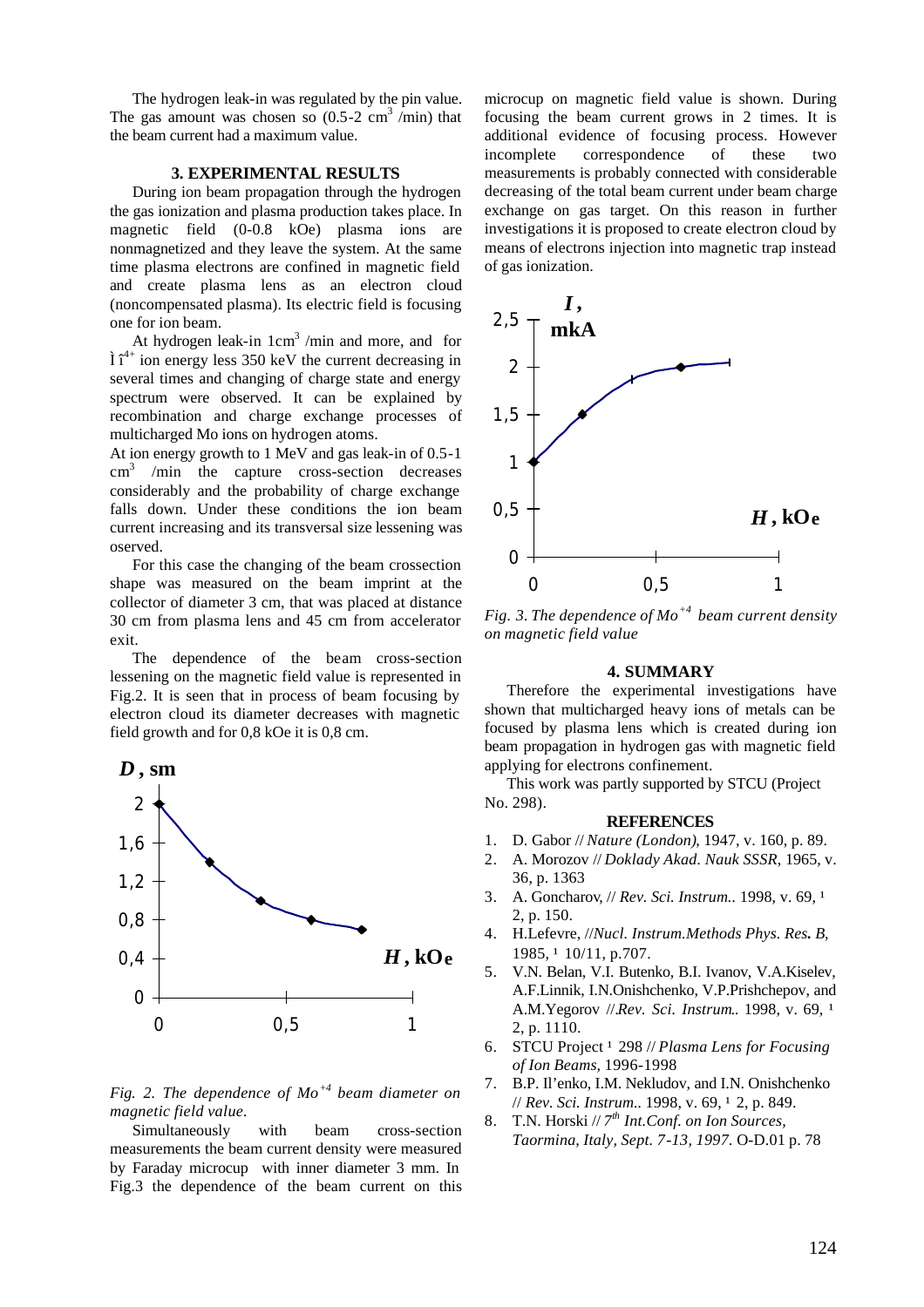The hydrogen leak-in was regulated by the pin value. The gas amount was chosen so (0.5-2 $cm^3$ /min) that the beam current had a maximum value.

## 3. EXPERIMENTAL RESULTS

During ion beam propagation through the hydrogen the gas ionization and plasma production takes place. In magnetic field (0-0.8 kOe) plasma ions are nonmagnetized and they leave the system. At the same time plasma electrons are confined in magnetic field and create plasma lens as an electron cloud (noncompensated plasma). Its electric field is focusing one for ion beam.

At hydrogen leak-in 1$cm^3$ /min and more, and for Ìî$^{4+}$ ion energy less 350 keV the current decreasing in several times and changing of charge state and energy spectrum were observed. It can be explained by recombination and charge exchange processes of multicharged Mo ions on hydrogen atoms.

At ion energy growth to 1 MeV and gas leak-in of 0.5-1 $cm^3$ /min the capture cross-section decreases considerably and the probability of charge exchange falls down. Under these conditions the ion beam current increasing and its transversal size lessening was oserved.

For this case the changing of the beam crossection shape was measured on the beam imprint at the collector of diameter 3 cm, that was placed at distance 30 cm from plasma lens and 45 cm from accelerator exit.

The dependence of the beam cross-section lessening on the magnetic field value is represented in Fig.2. It is seen that in process of beam focusing by electron cloud its diameter decreases with magnetic field growth and for 0,8 kOe it is 0,8 cm.

*D*, sm
2
1,6
1,2
0,8
0,4
0
0
0,5
1
*H*, kOe

*Fig. 2. The dependence of $Mo^{+4}$ beam diameter on magnetic field value.*

Simultaneously with beam cross-section measurements the beam current density were measured by Faraday microcup with inner diameter 3 mm. In Fig.3 the dependence of the beam current on this microcup on magnetic field value is shown. During focusing the beam current grows in 2 times. It is additional evidence of focusing process. However incomplete correspondence of these two measurements is probably connected with considerable decreasing of the total beam current under beam charge exchange on gas target. On this reason in further investigations it is proposed to create electron cloud by means of electrons injection into magnetic trap instead of gas ionization.

*I*, mkA
2,5
2
1,5
1
0,5
0
0
0,5
1
*H*, kOe

*Fig. 3. The dependence of $Mo^{+4}$ beam current density on magnetic field value*

## 4. SUMMARY

Therefore the experimental investigations have shown that multicharged heavy ions of metals can be focused by plasma lens which is created during ion beam propagation in hydrogen gas with magnetic field applying for electrons confinement.

This work was partly supported by STCU (Project No. 298).

## REFERENCES

1. D. Gabor // *Nature (London)*, 1947, v. 160, p. 89.
2. A. Morozov // *Doklady Akad. Nauk SSSR*, 1965, v. 36, p. 1363
3. A. Goncharov, // *Rev. Sci. Instrum.*. 1998, v. 69, ¹ 2, p. 150.
4. H.Lefevre, //*Nucl. Instrum.Methods Phys. Res. B*, 1985, ¹ 10/11, p.707.
5. V.N. Belan, V.I. Butenko, B.I. Ivanov, V.A.Kiselev, A.F.Linnik, I.N.Onishchenko, V.P.Prishchepov, and A.M.Yegorov //*.Rev. Sci. Instrum.*. 1998, v. 69, ¹ 2, p. 1110.
6. STCU Project ¹ 298 // *Plasma Lens for Focusing of Ion Beams*, 1996-1998
7. B.P. Il'enko, I.M. Nekludov, and I.N. Onishchenko // *Rev. Sci. Instrum.*. 1998, v. 69, ¹ 2, p. 849.
8. T.N. Horski // *7$^{th}$ Int.Conf. on Ion Sources, Taormina, Italy, Sept. 7-13, 1997*. O-D.01 p. 78